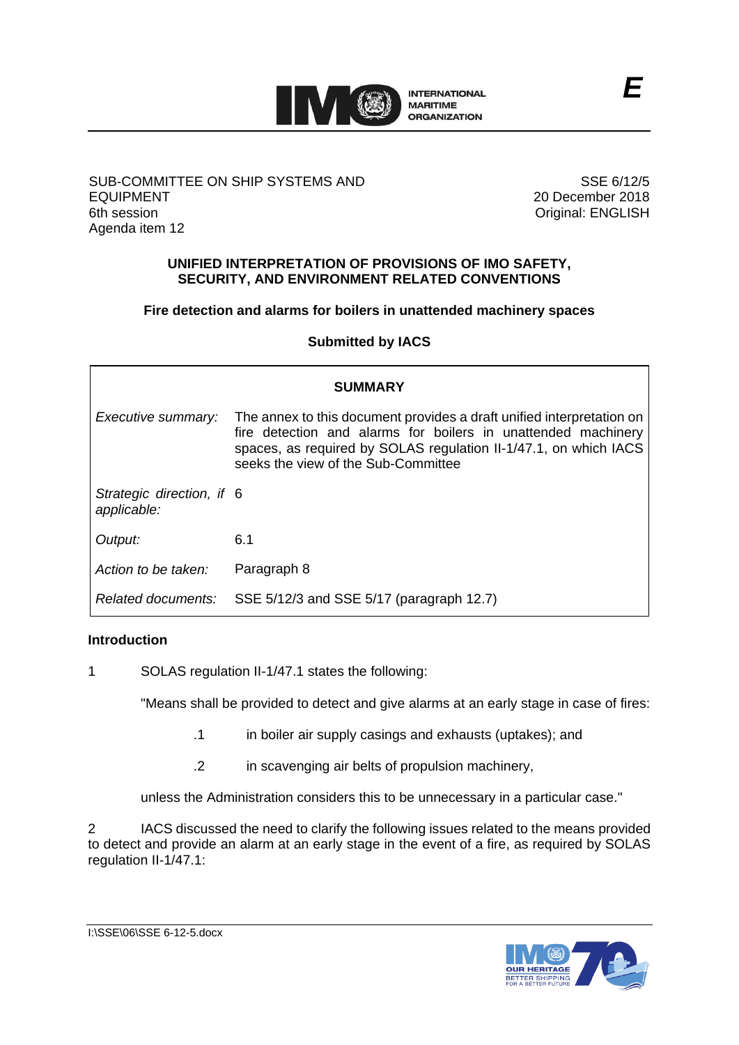E

SUB-COMMITTEE ON SHIP SYSTEMS AND EQUIPMENT
6th session
Agenda item 12

SSE 6/12/5
20 December 2018
Original: ENGLISH

# UNIFIED INTERPRETATION OF PROVISIONS OF IMO SAFETY, SECURITY, AND ENVIRONMENT RELATED CONVENTIONS

## Fire detection and alarms for boilers in unattended machinery spaces

**Submitted by IACS**

| SUMMARY | |
|---|---|
| *Executive summary:* | The annex to this document provides a draft unified interpretation on fire detection and alarms for boilers in unattended machinery spaces, as required by SOLAS regulation II-1/47.1, on which IACS seeks the view of the Sub-Committee |
| *Strategic direction, if applicable:* | 6 |
| *Output:* | 6.1 |
| *Action to be taken:* | Paragraph 8 |
| *Related documents:* | SSE 5/12/3 and SSE 5/17 (paragraph 12.7) |

### Introduction

1 SOLAS regulation II-1/47.1 states the following:

"Means shall be provided to detect and give alarms at an early stage in case of fires:

.1 in boiler air supply casings and exhausts (uptakes); and

.2 in scavenging air belts of propulsion machinery,

unless the Administration considers this to be unnecessary in a particular case."

2 IACS discussed the need to clarify the following issues related to the means provided to detect and provide an alarm at an early stage in the event of a fire, as required by SOLAS regulation II-1/47.1: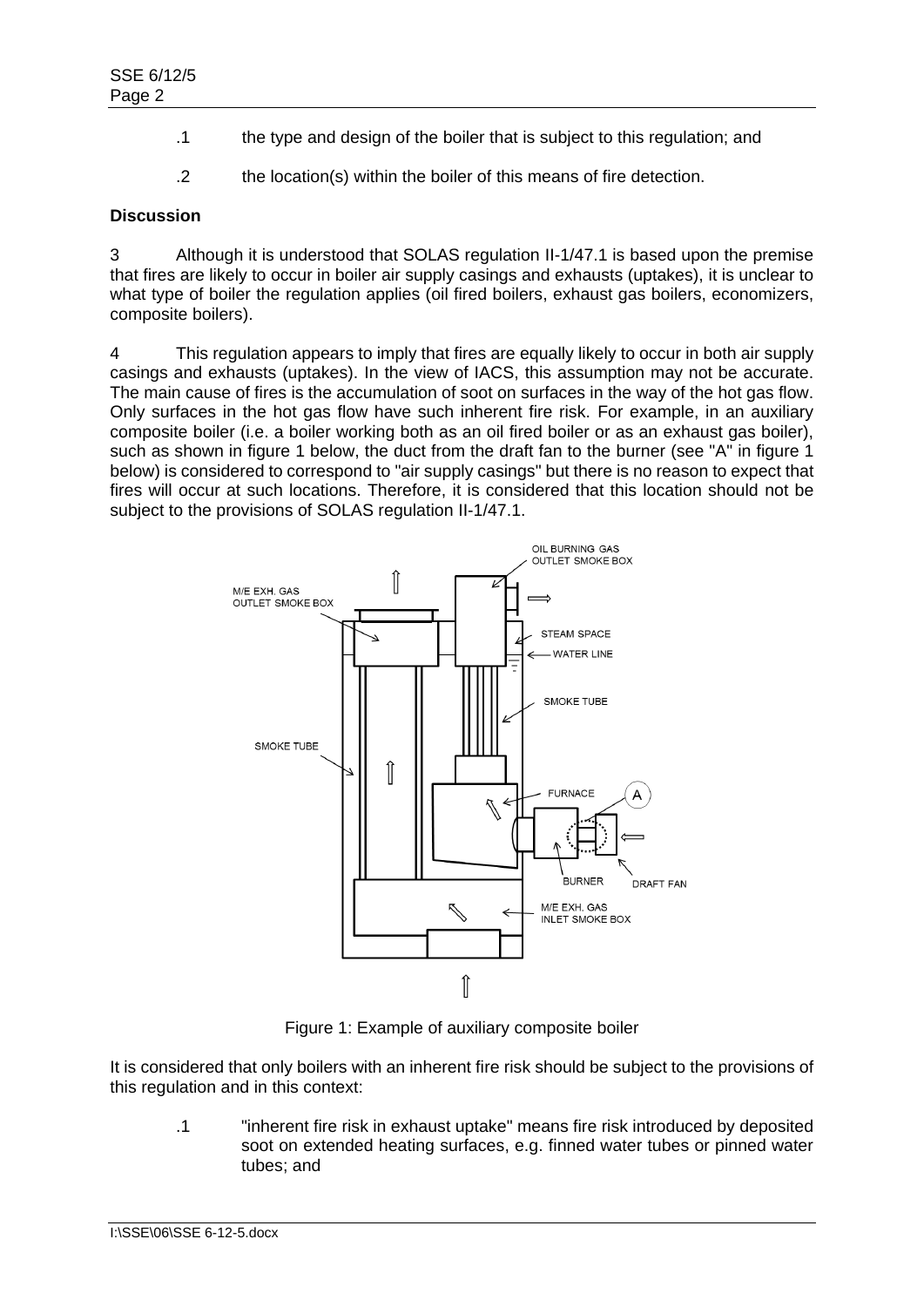.1 the type and design of the boiler that is subject to this regulation; and

.2 the location(s) within the boiler of this means of fire detection.

**Discussion**

3 Although it is understood that SOLAS regulation II-1/47.1 is based upon the premise that fires are likely to occur in boiler air supply casings and exhausts (uptakes), it is unclear to what type of boiler the regulation applies (oil fired boilers, exhaust gas boilers, economizers, composite boilers).

4 This regulation appears to imply that fires are equally likely to occur in both air supply casings and exhausts (uptakes). In the view of IACS, this assumption may not be accurate. The main cause of fires is the accumulation of soot on surfaces in the way of the hot gas flow. Only surfaces in the hot gas flow have such inherent fire risk. For example, in an auxiliary composite boiler (i.e. a boiler working both as an oil fired boiler or as an exhaust gas boiler), such as shown in figure 1 below, the duct from the draft fan to the burner (see "A" in figure 1 below) is considered to correspond to "air supply casings" but there is no reason to expect that fires will occur at such locations. Therefore, it is considered that this location should not be subject to the provisions of SOLAS regulation II-1/47.1.

Figure 1: Example of auxiliary composite boiler

It is considered that only boilers with an inherent fire risk should be subject to the provisions of this regulation and in this context:

.1 "inherent fire risk in exhaust uptake" means fire risk introduced by deposited soot on extended heating surfaces, e.g. finned water tubes or pinned water tubes; and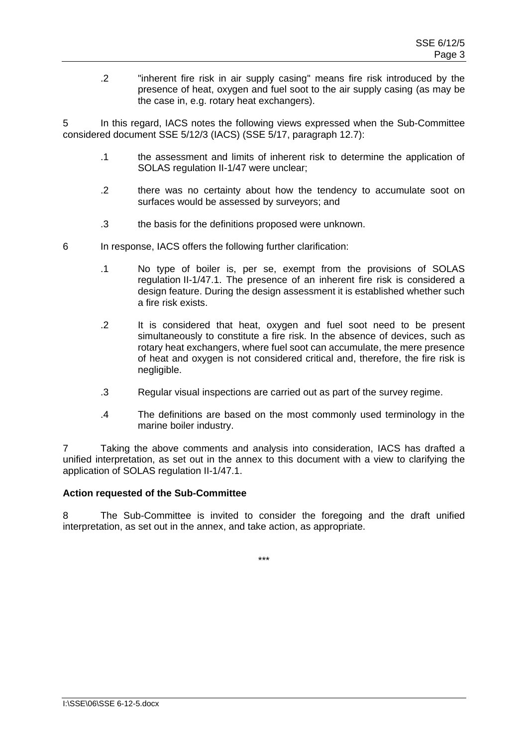.2 "inherent fire risk in air supply casing" means fire risk introduced by the presence of heat, oxygen and fuel soot to the air supply casing (as may be the case in, e.g. rotary heat exchangers).

5 In this regard, IACS notes the following views expressed when the Sub-Committee considered document SSE 5/12/3 (IACS) (SSE 5/17, paragraph 12.7):

.1 the assessment and limits of inherent risk to determine the application of SOLAS regulation II-1/47 were unclear;

.2 there was no certainty about how the tendency to accumulate soot on surfaces would be assessed by surveyors; and

.3 the basis for the definitions proposed were unknown.

6 In response, IACS offers the following further clarification:

.1 No type of boiler is, per se, exempt from the provisions of SOLAS regulation II-1/47.1. The presence of an inherent fire risk is considered a design feature. During the design assessment it is established whether such a fire risk exists.

.2 It is considered that heat, oxygen and fuel soot need to be present simultaneously to constitute a fire risk. In the absence of devices, such as rotary heat exchangers, where fuel soot can accumulate, the mere presence of heat and oxygen is not considered critical and, therefore, the fire risk is negligible.

.3 Regular visual inspections are carried out as part of the survey regime.

.4 The definitions are based on the most commonly used terminology in the marine boiler industry.

7 Taking the above comments and analysis into consideration, IACS has drafted a unified interpretation, as set out in the annex to this document with a view to clarifying the application of SOLAS regulation II-1/47.1.

**Action requested of the Sub-Committee**

8 The Sub-Committee is invited to consider the foregoing and the draft unified interpretation, as set out in the annex, and take action, as appropriate.

***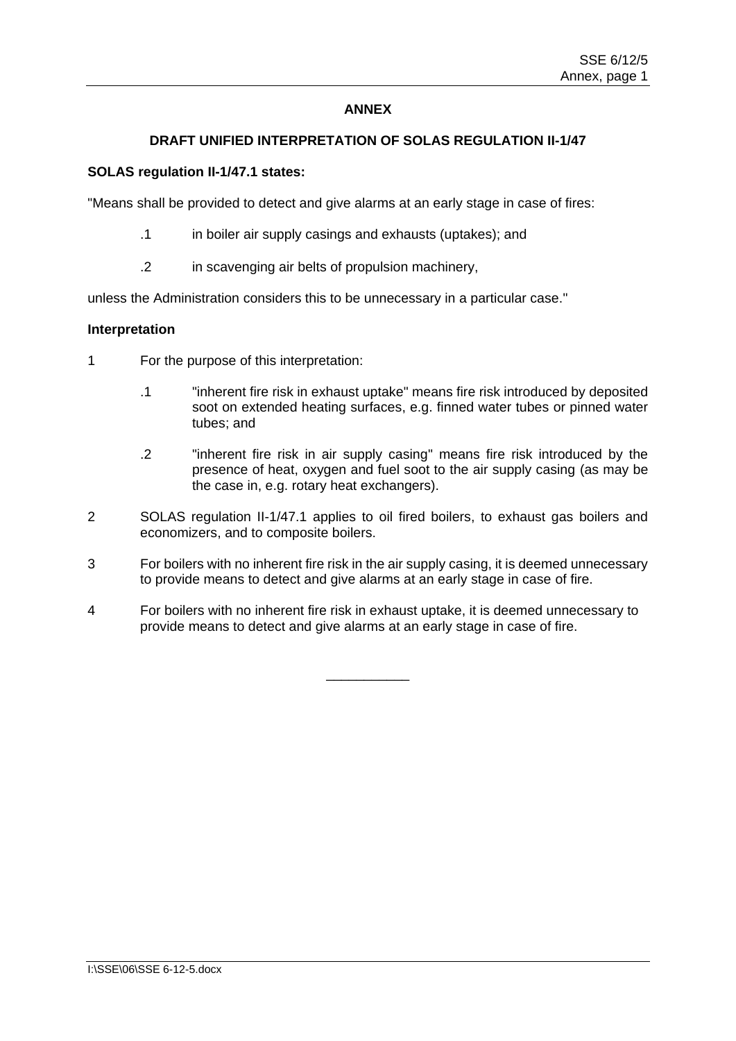**ANNEX**

**DRAFT UNIFIED INTERPRETATION OF SOLAS REGULATION II-1/47**

**SOLAS regulation II-1/47.1 states:**

"Means shall be provided to detect and give alarms at an early stage in case of fires:

.1 in boiler air supply casings and exhausts (uptakes); and

.2 in scavenging air belts of propulsion machinery,

unless the Administration considers this to be unnecessary in a particular case."

**Interpretation**

1 For the purpose of this interpretation:

.1 "inherent fire risk in exhaust uptake" means fire risk introduced by deposited soot on extended heating surfaces, e.g. finned water tubes or pinned water tubes; and

.2 "inherent fire risk in air supply casing" means fire risk introduced by the presence of heat, oxygen and fuel soot to the air supply casing (as may be the case in, e.g. rotary heat exchangers).

2 SOLAS regulation II-1/47.1 applies to oil fired boilers, to exhaust gas boilers and economizers, and to composite boilers.

3 For boilers with no inherent fire risk in the air supply casing, it is deemed unnecessary to provide means to detect and give alarms at an early stage in case of fire.

4 For boilers with no inherent fire risk in exhaust uptake, it is deemed unnecessary to provide means to detect and give alarms at an early stage in case of fire.

___________